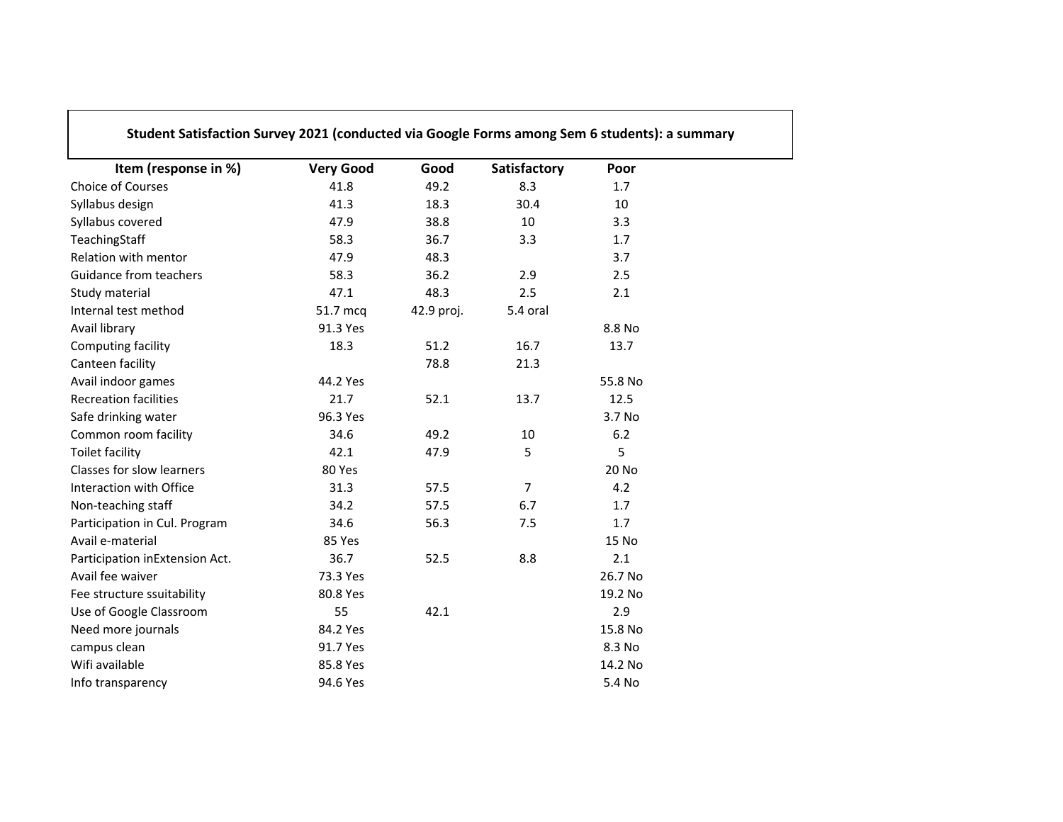**Student Satisfaction Survey 2021 (conducted via Google Forms among Sem 6 students): a summary**

| Item (response in %) | Very Good | Good | Satisfactory | Poor |
|---|---|---|---|---|
| Choice of Courses | 41.8 | 49.2 | 8.3 | 1.7 |
| Syllabus design | 41.3 | 18.3 | 30.4 | 10 |
| Syllabus covered | 47.9 | 38.8 | 10 | 3.3 |
| TeachingStaff | 58.3 | 36.7 | 3.3 | 1.7 |
| Relation with mentor | 47.9 | 48.3 | | 3.7 |
| Guidance from teachers | 58.3 | 36.2 | 2.9 | 2.5 |
| Study material | 47.1 | 48.3 | 2.5 | 2.1 |
| Internal test method | 51.7 mcq | 42.9 proj. | 5.4 oral | |
| Avail library | 91.3 Yes | | | 8.8 No |
| Computing facility | 18.3 | 51.2 | 16.7 | 13.7 |
| Canteen facility | | 78.8 | 21.3 | |
| Avail indoor games | 44.2 Yes | | | 55.8 No |
| Recreation facilities | 21.7 | 52.1 | 13.7 | 12.5 |
| Safe drinking water | 96.3 Yes | | | 3.7 No |
| Common room facility | 34.6 | 49.2 | 10 | 6.2 |
| Toilet facility | 42.1 | 47.9 | 5 | 5 |
| Classes for slow learners | 80 Yes | | | 20 No |
| Interaction with Office | 31.3 | 57.5 | 7 | 4.2 |
| Non-teaching staff | 34.2 | 57.5 | 6.7 | 1.7 |
| Participation in Cul. Program | 34.6 | 56.3 | 7.5 | 1.7 |
| Avail e-material | 85 Yes | | | 15 No |
| Participation inExtension Act. | 36.7 | 52.5 | 8.8 | 2.1 |
| Avail fee waiver | 73.3 Yes | | | 26.7 No |
| Fee structure ssuitability | 80.8 Yes | | | 19.2 No |
| Use of Google Classroom | 55 | 42.1 | | 2.9 |
| Need more journals | 84.2 Yes | | | 15.8 No |
| campus clean | 91.7 Yes | | | 8.3 No |
| Wifi available | 85.8 Yes | | | 14.2 No |
| Info transparency | 94.6 Yes | | | 5.4 No |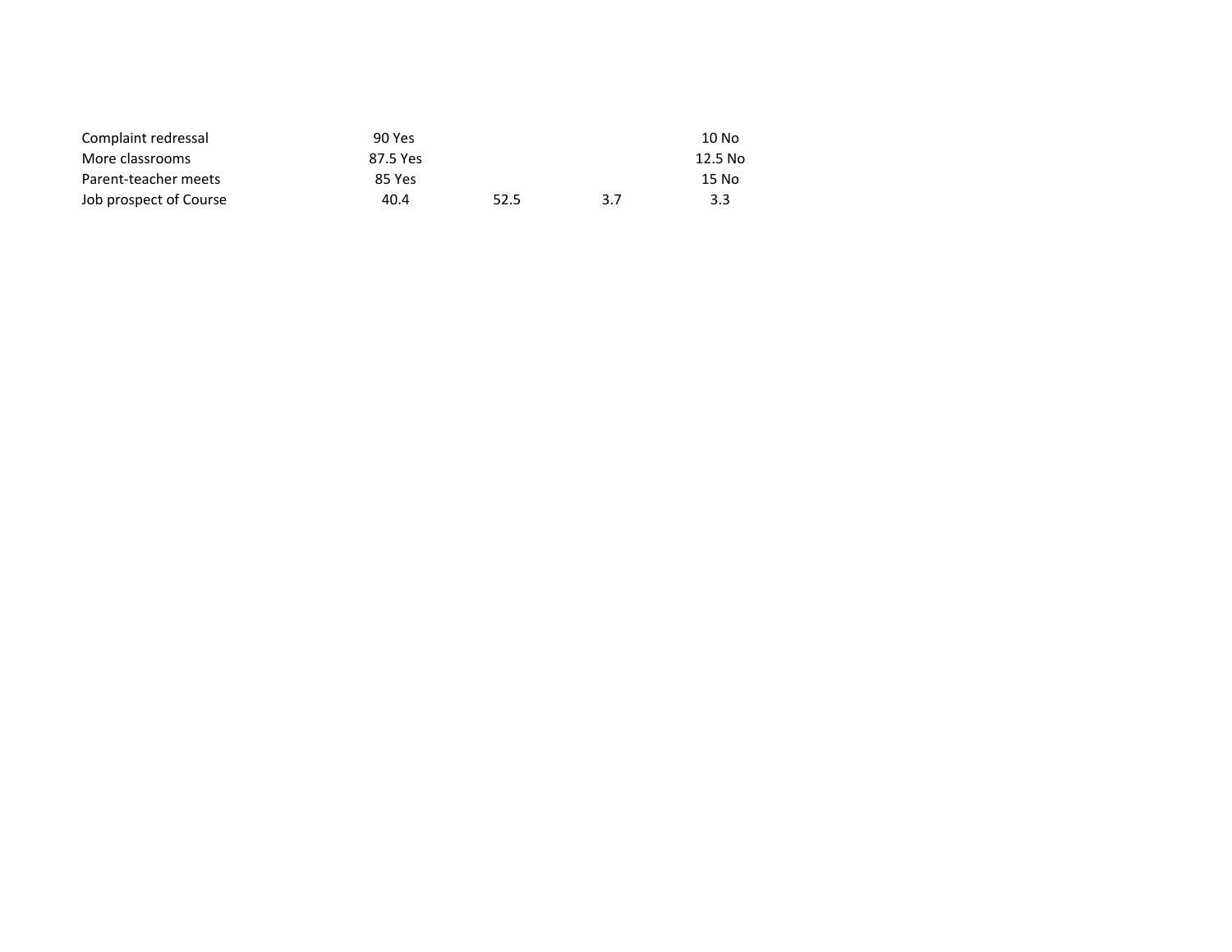| | | | | |
|---|---|---|---|---|
| Complaint redressal | 90 Yes | | | 10 No |
| More classrooms | 87.5 Yes | | | 12.5 No |
| Parent-teacher meets | 85 Yes | | | 15 No |
| Job prospect of Course | 40.4 | 52.5 | 3.7 | 3.3 |